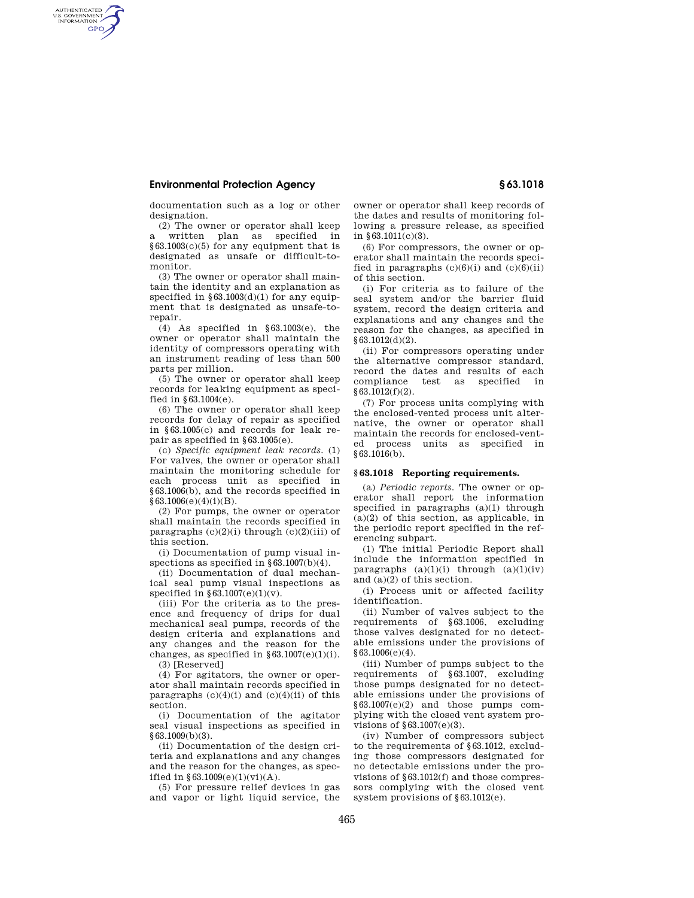documentation such as a log or other designation.

(2) The owner or operator shall keep a written plan as specified in §63.1003(c)(5) for any equipment that is designated as unsafe or difficult-to-monitor.

(3) The owner or operator shall maintain the identity and an explanation as specified in §63.1003(d)(1) for any equipment that is designated as unsafe-to-repair.

(4) As specified in §63.1003(e), the owner or operator shall maintain the identity of compressors operating with an instrument reading of less than 500 parts per million.

(5) The owner or operator shall keep records for leaking equipment as specified in §63.1004(e).

(6) The owner or operator shall keep records for delay of repair as specified in §63.1005(c) and records for leak repair as specified in §63.1005(e).

(c) *Specific equipment leak records.* (1) For valves, the owner or operator shall maintain the monitoring schedule for each process unit as specified in §63.1006(b), and the records specified in §63.1006(e)(4)(i)(B).

(2) For pumps, the owner or operator shall maintain the records specified in paragraphs (c)(2)(i) through (c)(2)(iii) of this section.

(i) Documentation of pump visual inspections as specified in §63.1007(b)(4).

(ii) Documentation of dual mechanical seal pump visual inspections as specified in §63.1007(e)(1)(v).

(iii) For the criteria as to the presence and frequency of drips for dual mechanical seal pumps, records of the design criteria and explanations and any changes and the reason for the changes, as specified in §63.1007(e)(1)(i).

(3) [Reserved]

(4) For agitators, the owner or operator shall maintain records specified in paragraphs (c)(4)(i) and (c)(4)(ii) of this section.

(i) Documentation of the agitator seal visual inspections as specified in §63.1009(b)(3).

(ii) Documentation of the design criteria and explanations and any changes and the reason for the changes, as specified in §63.1009(e)(1)(vi)(A).

(5) For pressure relief devices in gas and vapor or light liquid service, the owner or operator shall keep records of the dates and results of monitoring following a pressure release, as specified in §63.1011(c)(3).

(6) For compressors, the owner or operator shall maintain the records specified in paragraphs (c)(6)(i) and (c)(6)(ii) of this section.

(i) For criteria as to failure of the seal system and/or the barrier fluid system, record the design criteria and explanations and any changes and the reason for the changes, as specified in §63.1012(d)(2).

(ii) For compressors operating under the alternative compressor standard, record the dates and results of each compliance test as specified in §63.1012(f)(2).

(7) For process units complying with the enclosed-vented process unit alternative, the owner or operator shall maintain the records for enclosed-vented process units as specified in §63.1016(b).

### §63.1018 Reporting requirements.

(a) *Periodic reports.* The owner or operator shall report the information specified in paragraphs (a)(1) through (a)(2) of this section, as applicable, in the periodic report specified in the referencing subpart.

(1) The initial Periodic Report shall include the information specified in paragraphs (a)(1)(i) through (a)(1)(iv) and (a)(2) of this section.

(i) Process unit or affected facility identification.

(ii) Number of valves subject to the requirements of §63.1006, excluding those valves designated for no detectable emissions under the provisions of §63.1006(e)(4).

(iii) Number of pumps subject to the requirements of §63.1007, excluding those pumps designated for no detectable emissions under the provisions of §63.1007(e)(2) and those pumps complying with the closed vent system provisions of §63.1007(e)(3).

(iv) Number of compressors subject to the requirements of §63.1012, excluding those compressors designated for no detectable emissions under the provisions of §63.1012(f) and those compressors complying with the closed vent system provisions of §63.1012(e).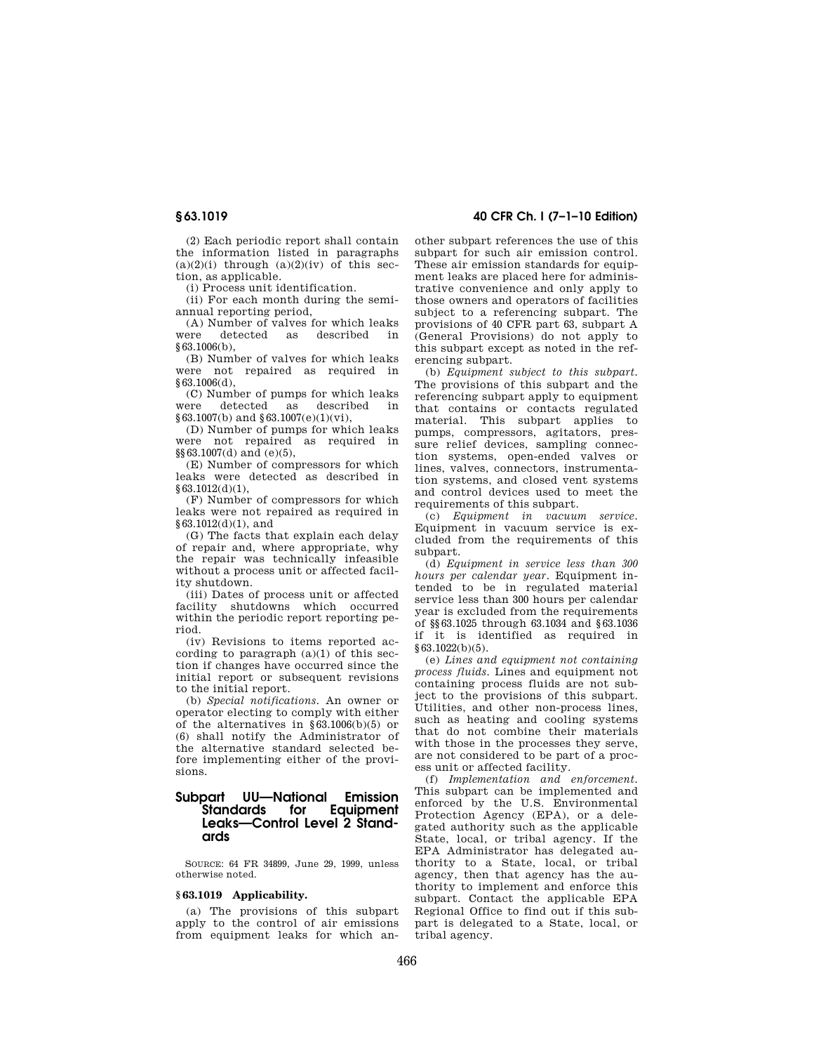(2) Each periodic report shall contain the information listed in paragraphs (a)(2)(i) through (a)(2)(iv) of this section, as applicable.

(i) Process unit identification.

(ii) For each month during the semiannual reporting period,

(A) Number of valves for which leaks were detected as described in §63.1006(b),

(B) Number of valves for which leaks were not repaired as required in §63.1006(d),

(C) Number of pumps for which leaks were detected as described in §63.1007(b) and §63.1007(e)(1)(vi),

(D) Number of pumps for which leaks were not repaired as required in §§63.1007(d) and (e)(5),

(E) Number of compressors for which leaks were detected as described in §63.1012(d)(1),

(F) Number of compressors for which leaks were not repaired as required in §63.1012(d)(1), and

(G) The facts that explain each delay of repair and, where appropriate, why the repair was technically infeasible without a process unit or affected facility shutdown.

(iii) Dates of process unit or affected facility shutdowns which occurred within the periodic report reporting period.

(iv) Revisions to items reported according to paragraph (a)(1) of this section if changes have occurred since the initial report or subsequent revisions to the initial report.

(b) *Special notifications.* An owner or operator electing to comply with either of the alternatives in §63.1006(b)(5) or (6) shall notify the Administrator of the alternative standard selected before implementing either of the provisions.

## Subpart UU—National Emission Standards for Equipment Leaks—Control Level 2 Standards

SOURCE: 64 FR 34899, June 29, 1999, unless otherwise noted.

### §63.1019 Applicability.

(a) The provisions of this subpart apply to the control of air emissions from equipment leaks for which another subpart references the use of this subpart for such air emission control. These air emission standards for equipment leaks are placed here for administrative convenience and only apply to those owners and operators of facilities subject to a referencing subpart. The provisions of 40 CFR part 63, subpart A (General Provisions) do not apply to this subpart except as noted in the referencing subpart.

(b) *Equipment subject to this subpart.* The provisions of this subpart and the referencing subpart apply to equipment that contains or contacts regulated material. This subpart applies to pumps, compressors, agitators, pressure relief devices, sampling connection systems, open-ended valves or lines, valves, connectors, instrumentation systems, and closed vent systems and control devices used to meet the requirements of this subpart.

(c) *Equipment in vacuum service.* Equipment in vacuum service is excluded from the requirements of this subpart.

(d) *Equipment in service less than 300 hours per calendar year.* Equipment intended to be in regulated material service less than 300 hours per calendar year is excluded from the requirements of §§63.1025 through 63.1034 and §63.1036 if it is identified as required in §63.1022(b)(5).

(e) *Lines and equipment not containing process fluids.* Lines and equipment not containing process fluids are not subject to the provisions of this subpart. Utilities, and other non-process lines, such as heating and cooling systems that do not combine their materials with those in the processes they serve, are not considered to be part of a process unit or affected facility.

(f) *Implementation and enforcement.* This subpart can be implemented and enforced by the U.S. Environmental Protection Agency (EPA), or a delegated authority such as the applicable State, local, or tribal agency. If the EPA Administrator has delegated authority to a State, local, or tribal agency, then that agency has the authority to implement and enforce this subpart. Contact the applicable EPA Regional Office to find out if this subpart is delegated to a State, local, or tribal agency.